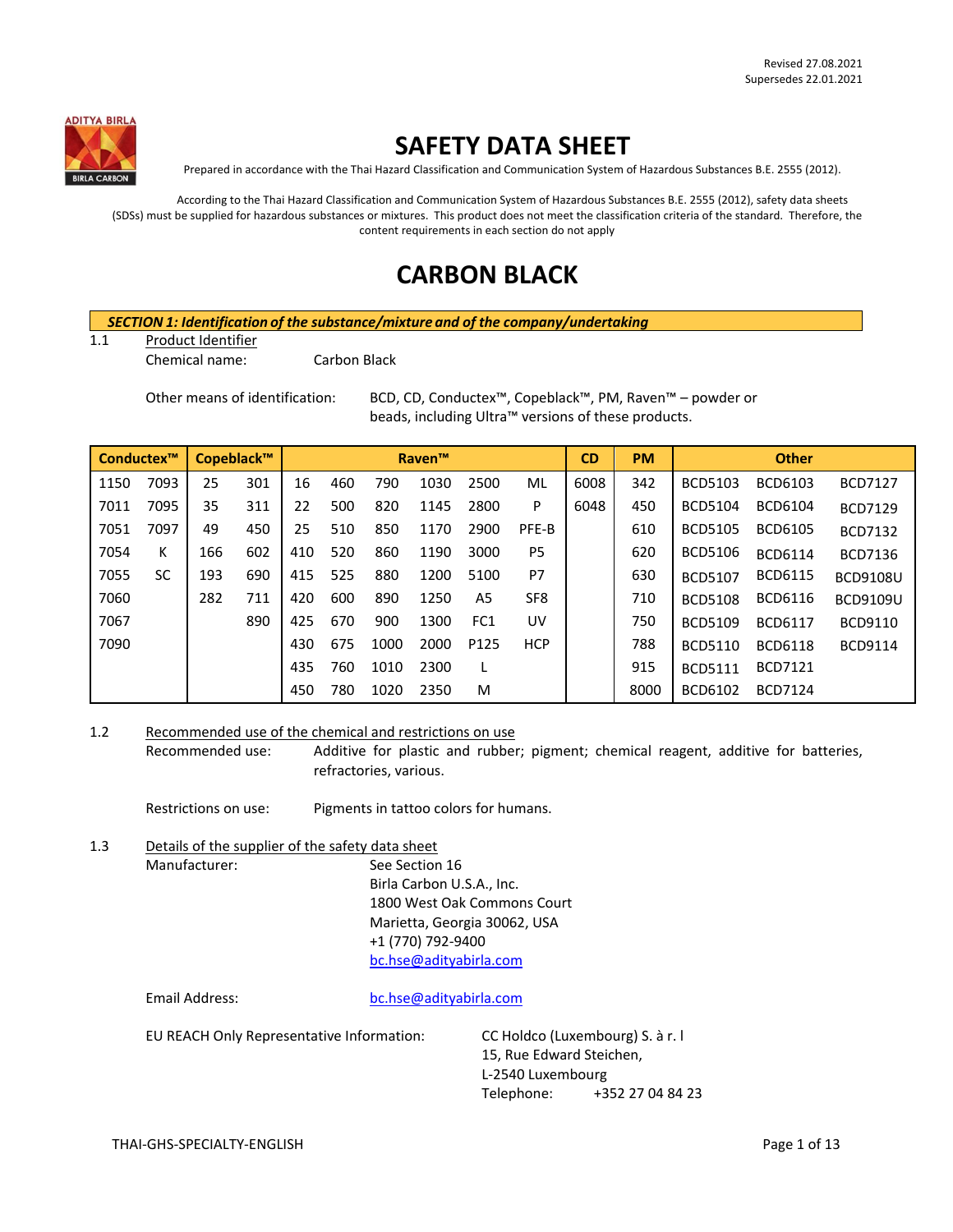Revised 27.08.2021
Supersedes 22.01.2021

# SAFETY DATA SHEET

Prepared in accordance with the Thai Hazard Classification and Communication System of Hazardous Substances B.E. 2555 (2012).

According to the Thai Hazard Classification and Communication System of Hazardous Substances B.E. 2555 (2012), safety data sheets (SDSs) must be supplied for hazardous substances or mixtures. This product does not meet the classification criteria of the standard. Therefore, the content requirements in each section do not apply

# CARBON BLACK

## SECTION 1: Identification of the substance/mixture and of the company/undertaking

1.1 Product Identifier

Chemical name: Carbon Black

Other means of identification: BCD, CD, Conductex™, Copeblack™, PM, Raven™ – powder or beads, including Ultra™ versions of these products.

| Conductex™ | | Copeblack™ | | Raven™ | | | | | | CD | PM | Other | | |
|---|---|---|---|---|---|---|---|---|---|---|---|---|---|---|
| 1150 | 7093 | 25 | 301 | 16 | 460 | 790 | 1030 | 2500 | ML | 6008 | 342 | BCD5103 | BCD6103 | BCD7127 |
| 7011 | 7095 | 35 | 311 | 22 | 500 | 820 | 1145 | 2800 | P | 6048 | 450 | BCD5104 | BCD6104 | BCD7129 |
| 7051 | 7097 | 49 | 450 | 25 | 510 | 850 | 1170 | 2900 | PFE-B | | 610 | BCD5105 | BCD6105 | BCD7132 |
| 7054 | K | 166 | 602 | 410 | 520 | 860 | 1190 | 3000 | P5 | | 620 | BCD5106 | BCD6114 | BCD7136 |
| 7055 | SC | 193 | 690 | 415 | 525 | 880 | 1200 | 5100 | P7 | | 630 | BCD5107 | BCD6115 | BCD9108U |
| 7060 | | 282 | 711 | 420 | 600 | 890 | 1250 | A5 | SF8 | | 710 | BCD5108 | BCD6116 | BCD9109U |
| 7067 | | | 890 | 425 | 670 | 900 | 1300 | FC1 | UV | | 750 | BCD5109 | BCD6117 | BCD9110 |
| 7090 | | | | 430 | 675 | 1000 | 2000 | P125 | HCP | | 788 | BCD5110 | BCD6118 | BCD9114 |
| | | | | 435 | 760 | 1010 | 2300 | L | | | 915 | BCD5111 | BCD7121 | |
| | | | | 450 | 780 | 1020 | 2350 | M | | | 8000 | BCD6102 | BCD7124 | |

1.2 Recommended use of the chemical and restrictions on use

Recommended use: Additive for plastic and rubber; pigment; chemical reagent, additive for batteries, refractories, various.

Restrictions on use: Pigments in tattoo colors for humans.

1.3 Details of the supplier of the safety data sheet

Manufacturer: See Section 16
Birla Carbon U.S.A., Inc.
1800 West Oak Commons Court
Marietta, Georgia 30062, USA
+1 (770) 792-9400
bc.hse@adityabirla.com

Email Address: bc.hse@adityabirla.com

EU REACH Only Representative Information: CC Holdco (Luxembourg) S. à r. l
15, Rue Edward Steichen,
L-2540 Luxembourg
Telephone: +352 27 04 84 23

THAI-GHS-SPECIALTY-ENGLISH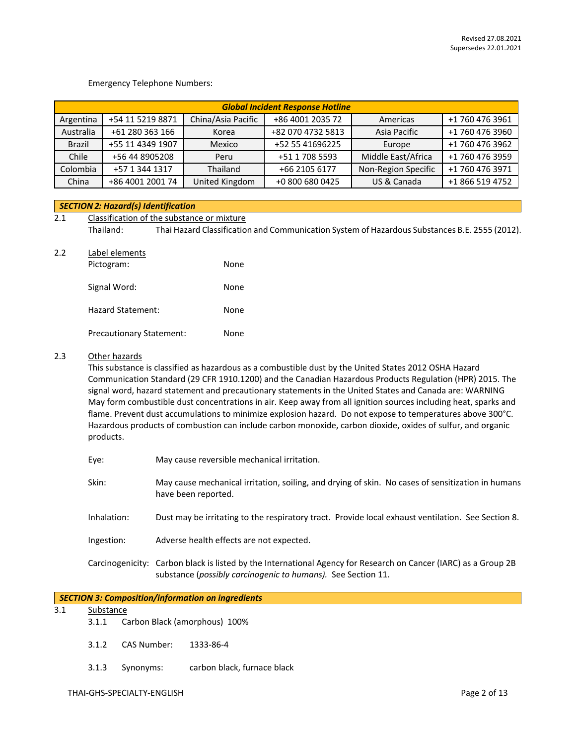Revised 27.08.2021
Supersedes 22.01.2021

Emergency Telephone Numbers:

| Global Incident Response Hotline | | | | | |
|---|---|---|---|---|---|
| Argentina | +54 11 5219 8871 | China/Asia Pacific | +86 4001 2035 72 | Americas | +1 760 476 3961 |
| Australia | +61 280 363 166 | Korea | +82 070 4732 5813 | Asia Pacific | +1 760 476 3960 |
| Brazil | +55 11 4349 1907 | Mexico | +52 55 41696225 | Europe | +1 760 476 3962 |
| Chile | +56 44 8905208 | Peru | +51 1 708 5593 | Middle East/Africa | +1 760 476 3959 |
| Colombia | +57 1 344 1317 | Thailand | +66 2105 6177 | Non-Region Specific | +1 760 476 3971 |
| China | +86 4001 2001 74 | United Kingdom | +0 800 680 0425 | US & Canada | +1 866 519 4752 |

## SECTION 2: Hazard(s) Identification

2.1 Classification of the substance or mixture

Thailand: Thai Hazard Classification and Communication System of Hazardous Substances B.E. 2555 (2012).

2.2 Label elements

Pictogram: None

Signal Word: None

Hazard Statement: None

Precautionary Statement: None

2.3 Other hazards

This substance is classified as hazardous as a combustible dust by the United States 2012 OSHA Hazard Communication Standard (29 CFR 1910.1200) and the Canadian Hazardous Products Regulation (HPR) 2015. The signal word, hazard statement and precautionary statements in the United States and Canada are: WARNING May form combustible dust concentrations in air. Keep away from all ignition sources including heat, sparks and flame. Prevent dust accumulations to minimize explosion hazard. Do not expose to temperatures above 300°C. Hazardous products of combustion can include carbon monoxide, carbon dioxide, oxides of sulfur, and organic products.

Eye: May cause reversible mechanical irritation.

Skin: May cause mechanical irritation, soiling, and drying of skin. No cases of sensitization in humans have been reported.

Inhalation: Dust may be irritating to the respiratory tract. Provide local exhaust ventilation. See Section 8.

Ingestion: Adverse health effects are not expected.

Carcinogenicity: Carbon black is listed by the International Agency for Research on Cancer (IARC) as a Group 2B substance (*possibly carcinogenic to humans).* See Section 11.

## SECTION 3: Composition/information on ingredients

3.1 Substance

3.1.1 Carbon Black (amorphous) 100%

3.1.2 CAS Number: 1333-86-4

3.1.3 Synonyms: carbon black, furnace black

THAI-GHS-SPECIALTY-ENGLISH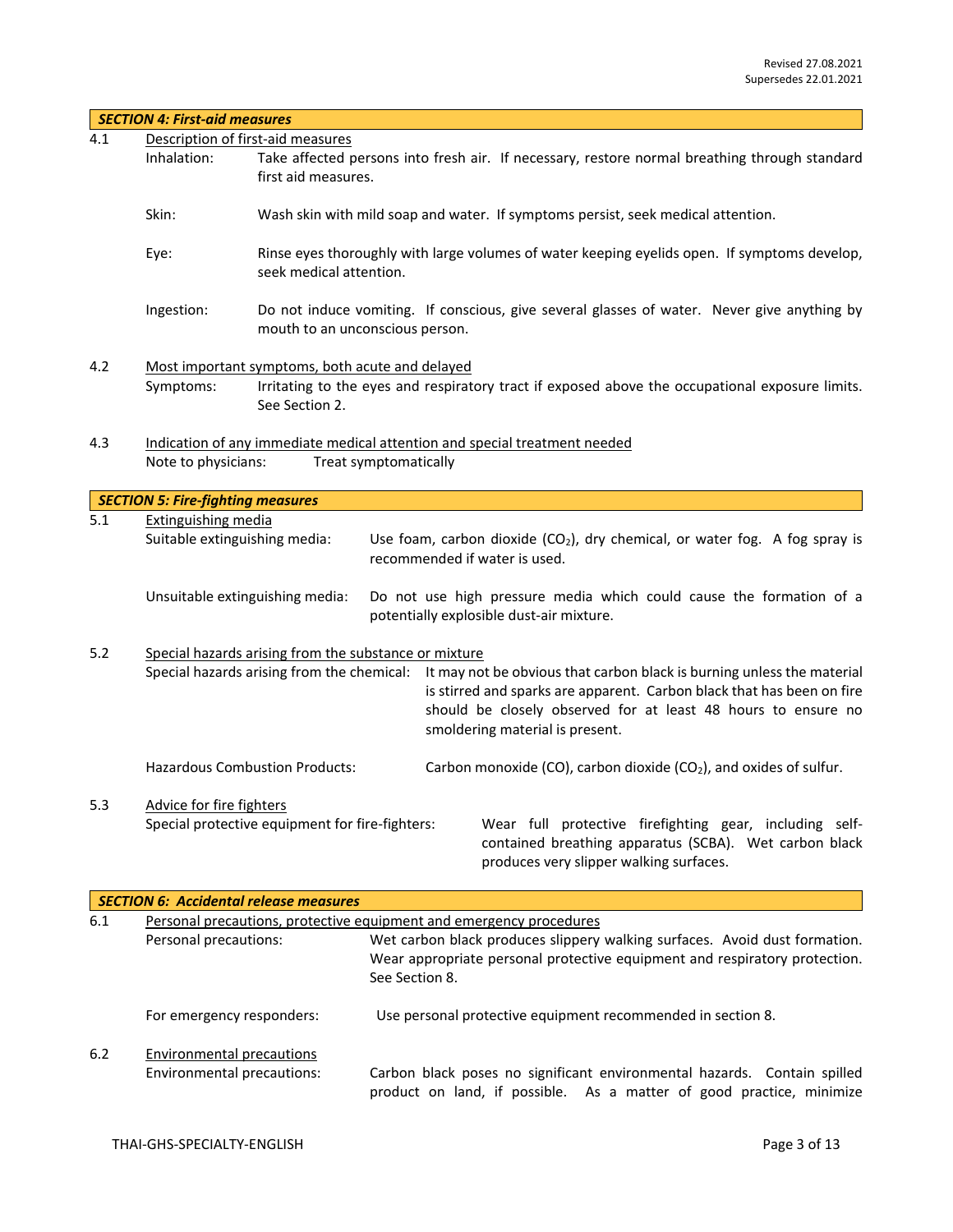## SECTION 4: First-aid measures

**4.1 Description of first-aid measures**

Inhalation: Take affected persons into fresh air. If necessary, restore normal breathing through standard first aid measures.

Skin: Wash skin with mild soap and water. If symptoms persist, seek medical attention.

Eye: Rinse eyes thoroughly with large volumes of water keeping eyelids open. If symptoms develop, seek medical attention.

Ingestion: Do not induce vomiting. If conscious, give several glasses of water. Never give anything by mouth to an unconscious person.

**4.2 Most important symptoms, both acute and delayed**

Symptoms: Irritating to the eyes and respiratory tract if exposed above the occupational exposure limits. See Section 2.

**4.3 Indication of any immediate medical attention and special treatment needed**

Note to physicians: Treat symptomatically

## SECTION 5: Fire-fighting measures

**5.1 Extinguishing media**

Suitable extinguishing media: Use foam, carbon dioxide ($CO_2$), dry chemical, or water fog. A fog spray is recommended if water is used.

Unsuitable extinguishing media: Do not use high pressure media which could cause the formation of a potentially explosible dust-air mixture.

**5.2 Special hazards arising from the substance or mixture**

Special hazards arising from the chemical: It may not be obvious that carbon black is burning unless the material is stirred and sparks are apparent. Carbon black that has been on fire should be closely observed for at least 48 hours to ensure no smoldering material is present.

Hazardous Combustion Products: Carbon monoxide (CO), carbon dioxide ($CO_2$), and oxides of sulfur.

**5.3 Advice for fire fighters**

Special protective equipment for fire-fighters: Wear full protective firefighting gear, including self-contained breathing apparatus (SCBA). Wet carbon black produces very slipper walking surfaces.

## SECTION 6: Accidental release measures

**6.1 Personal precautions, protective equipment and emergency procedures**

Personal precautions: Wet carbon black produces slippery walking surfaces. Avoid dust formation. Wear appropriate personal protective equipment and respiratory protection. See Section 8.

For emergency responders: Use personal protective equipment recommended in section 8.

**6.2 Environmental precautions**

Environmental precautions: Carbon black poses no significant environmental hazards. Contain spilled product on land, if possible. As a matter of good practice, minimize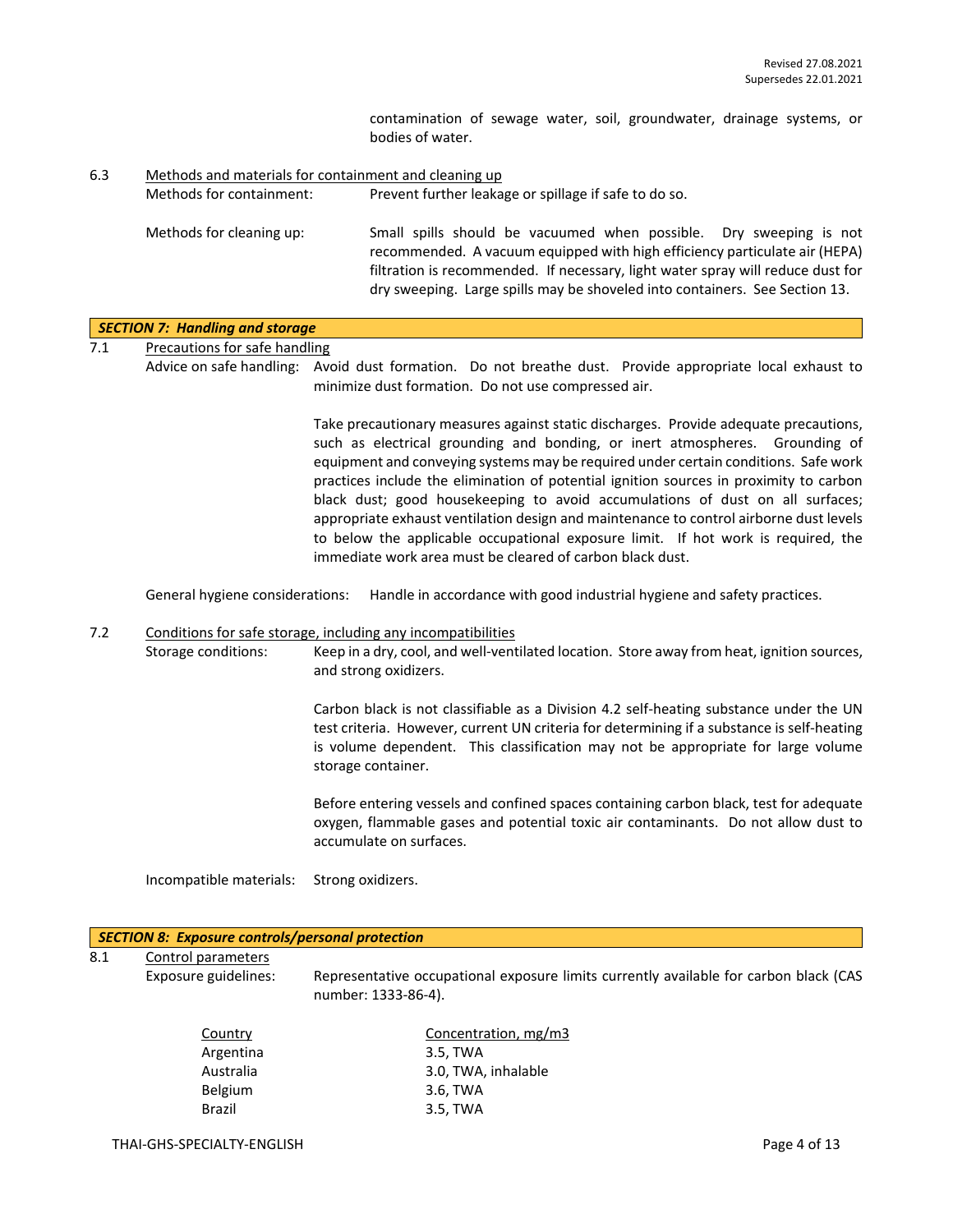contamination of sewage water, soil, groundwater, drainage systems, or bodies of water.

6.3 Methods and materials for containment and cleaning up

Methods for containment: Prevent further leakage or spillage if safe to do so.

Methods for cleaning up: Small spills should be vacuumed when possible. Dry sweeping is not recommended. A vacuum equipped with high efficiency particulate air (HEPA) filtration is recommended. If necessary, light water spray will reduce dust for dry sweeping. Large spills may be shoveled into containers. See Section 13.

## *SECTION 7: Handling and storage*

7.1 Precautions for safe handling

Advice on safe handling: Avoid dust formation. Do not breathe dust. Provide appropriate local exhaust to minimize dust formation. Do not use compressed air.

Take precautionary measures against static discharges. Provide adequate precautions, such as electrical grounding and bonding, or inert atmospheres. Grounding of equipment and conveying systems may be required under certain conditions. Safe work practices include the elimination of potential ignition sources in proximity to carbon black dust; good housekeeping to avoid accumulations of dust on all surfaces; appropriate exhaust ventilation design and maintenance to control airborne dust levels to below the applicable occupational exposure limit. If hot work is required, the immediate work area must be cleared of carbon black dust.

General hygiene considerations: Handle in accordance with good industrial hygiene and safety practices.

7.2 Conditions for safe storage, including any incompatibilities

Storage conditions: Keep in a dry, cool, and well-ventilated location. Store away from heat, ignition sources, and strong oxidizers.

Carbon black is not classifiable as a Division 4.2 self-heating substance under the UN test criteria. However, current UN criteria for determining if a substance is self-heating is volume dependent. This classification may not be appropriate for large volume storage container.

Before entering vessels and confined spaces containing carbon black, test for adequate oxygen, flammable gases and potential toxic air contaminants. Do not allow dust to accumulate on surfaces.

Incompatible materials: Strong oxidizers.

## *SECTION 8: Exposure controls/personal protection*

8.1 Control parameters

Exposure guidelines: Representative occupational exposure limits currently available for carbon black (CAS number: 1333-86-4).

| Country | Concentration, mg/m3 |
|---|---|
| Argentina | 3.5, TWA |
| Australia | 3.0, TWA, inhalable |
| Belgium | 3.6, TWA |
| Brazil | 3.5, TWA |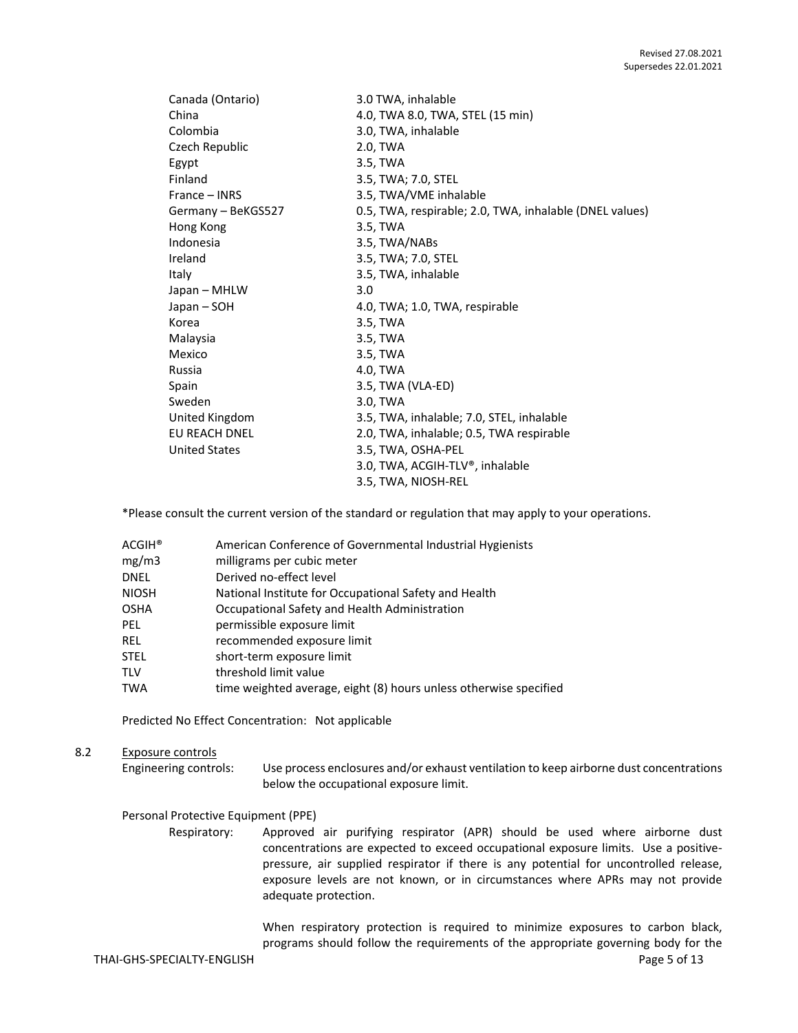| | |
|---|---|
| Canada (Ontario) | 3.0 TWA, inhalable |
| China | 4.0, TWA 8.0, TWA, STEL (15 min) |
| Colombia | 3.0, TWA, inhalable |
| Czech Republic | 2.0, TWA |
| Egypt | 3.5, TWA |
| Finland | 3.5, TWA; 7.0, STEL |
| France – INRS | 3.5, TWA/VME inhalable |
| Germany – BeKGS527 | 0.5, TWA, respirable; 2.0, TWA, inhalable (DNEL values) |
| Hong Kong | 3.5, TWA |
| Indonesia | 3.5, TWA/NABs |
| Ireland | 3.5, TWA; 7.0, STEL |
| Italy | 3.5, TWA, inhalable |
| Japan – MHLW | 3.0 |
| Japan – SOH | 4.0, TWA; 1.0, TWA, respirable |
| Korea | 3.5, TWA |
| Malaysia | 3.5, TWA |
| Mexico | 3.5, TWA |
| Russia | 4.0, TWA |
| Spain | 3.5, TWA (VLA-ED) |
| Sweden | 3.0, TWA |
| United Kingdom | 3.5, TWA, inhalable; 7.0, STEL, inhalable |
| EU REACH DNEL | 2.0, TWA, inhalable; 0.5, TWA respirable |
| United States | 3.5, TWA, OSHA-PEL |
| | 3.0, TWA, ACGIH-TLV®, inhalable |
| | 3.5, TWA, NIOSH-REL |

*Please consult the current version of the standard or regulation that may apply to your operations.

| | |
|---|---|
| ACGIH® | American Conference of Governmental Industrial Hygienists |
| mg/m3 | milligrams per cubic meter |
| DNEL | Derived no-effect level |
| NIOSH | National Institute for Occupational Safety and Health |
| OSHA | Occupational Safety and Health Administration |
| PEL | permissible exposure limit |
| REL | recommended exposure limit |
| STEL | short-term exposure limit |
| TLV | threshold limit value |
| TWA | time weighted average, eight (8) hours unless otherwise specified |

Predicted No Effect Concentration: Not applicable

8.2 Exposure controls

Engineering controls: Use process enclosures and/or exhaust ventilation to keep airborne dust concentrations below the occupational exposure limit.

Personal Protective Equipment (PPE)

Respiratory: Approved air purifying respirator (APR) should be used where airborne dust concentrations are expected to exceed occupational exposure limits. Use a positive-pressure, air supplied respirator if there is any potential for uncontrolled release, exposure levels are not known, or in circumstances where APRs may not provide adequate protection.

When respiratory protection is required to minimize exposures to carbon black, programs should follow the requirements of the appropriate governing body for the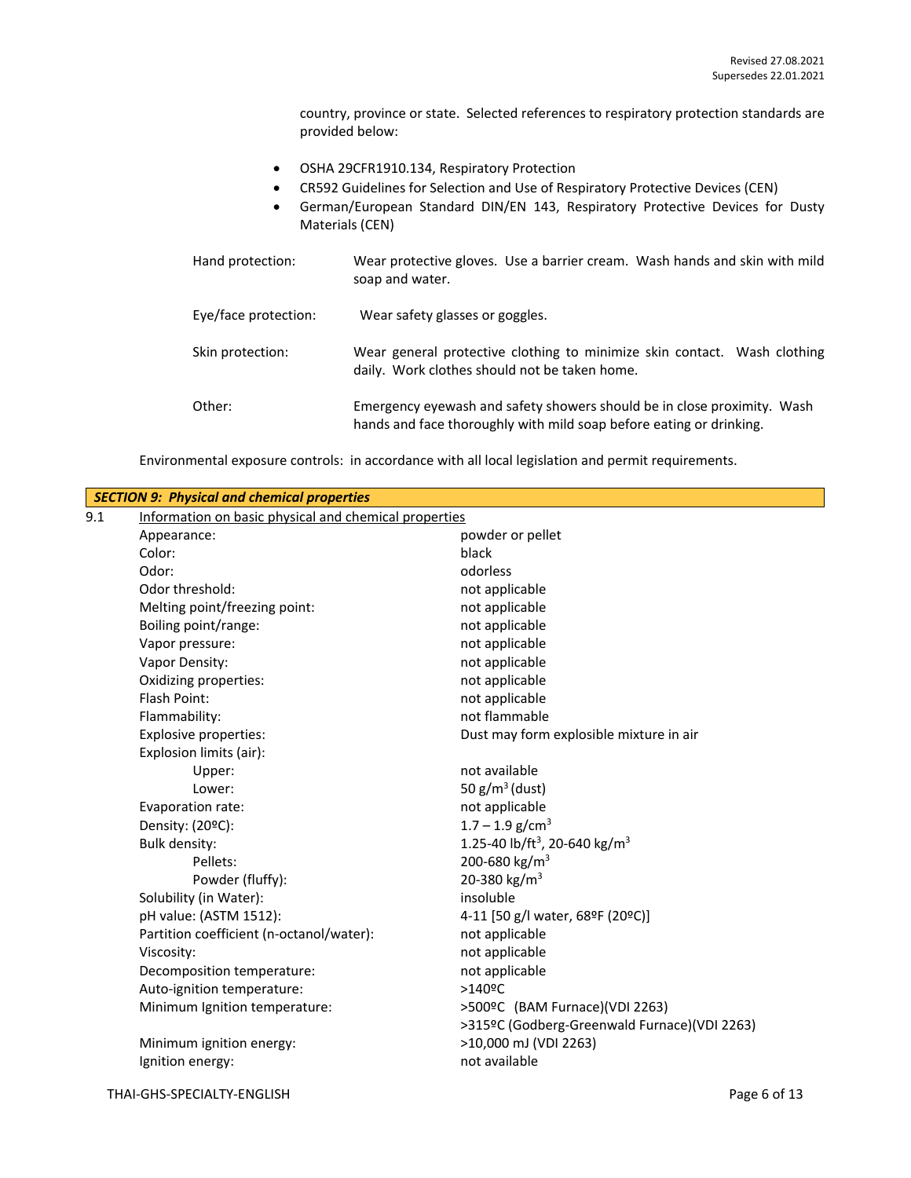country, province or state. Selected references to respiratory protection standards are provided below:

- OSHA 29CFR1910.134, Respiratory Protection
- CR592 Guidelines for Selection and Use of Respiratory Protective Devices (CEN)
- German/European Standard DIN/EN 143, Respiratory Protective Devices for Dusty Materials (CEN)

| | |
|---|---|
| Hand protection: | Wear protective gloves. Use a barrier cream. Wash hands and skin with mild soap and water. |
| Eye/face protection: | Wear safety glasses or goggles. |
| Skin protection: | Wear general protective clothing to minimize skin contact. Wash clothing daily. Work clothes should not be taken home. |
| Other: | Emergency eyewash and safety showers should be in close proximity. Wash hands and face thoroughly with mild soap before eating or drinking. |

Environmental exposure controls: in accordance with all local legislation and permit requirements.

## ***SECTION 9: Physical and chemical properties***

9.1 Information on basic physical and chemical properties

| Property | Value |
|---|---|
| Appearance: | powder or pellet |
| Color: | black |
| Odor: | odorless |
| Odor threshold: | not applicable |
| Melting point/freezing point: | not applicable |
| Boiling point/range: | not applicable |
| Vapor pressure: | not applicable |
| Vapor Density: | not applicable |
| Oxidizing properties: | not applicable |
| Flash Point: | not applicable |
| Flammability: | not flammable |
| Explosive properties: | Dust may form explosible mixture in air |
| Explosion limits (air): | |
| Upper: | not available |
| Lower: | 50 $g/m^3$ (dust) |
| Evaporation rate: | not applicable |
| Density: (20ºC): | 1.7 – 1.9 $g/cm^3$ |
| Bulk density: | 1.25-40 $lb/ft^3$, 20-640 $kg/m^3$ |
| Pellets: | 200-680 $kg/m^3$ |
| Powder (fluffy): | 20-380 $kg/m^3$ |
| Solubility (in Water): | insoluble |
| pH value: (ASTM 1512): | 4-11 [50 g/l water, 68ºF (20ºC)] |
| Partition coefficient (n-octanol/water): | not applicable |
| Viscosity: | not applicable |
| Decomposition temperature: | not applicable |
| Auto-ignition temperature: | >140ºC |
| Minimum Ignition temperature: | >500ºC (BAM Furnace)(VDI 2263)<br>>315ºC (Godberg-Greenwald Furnace)(VDI 2263) |
| Minimum ignition energy: | >10,000 mJ (VDI 2263) |
| Ignition energy: | not available |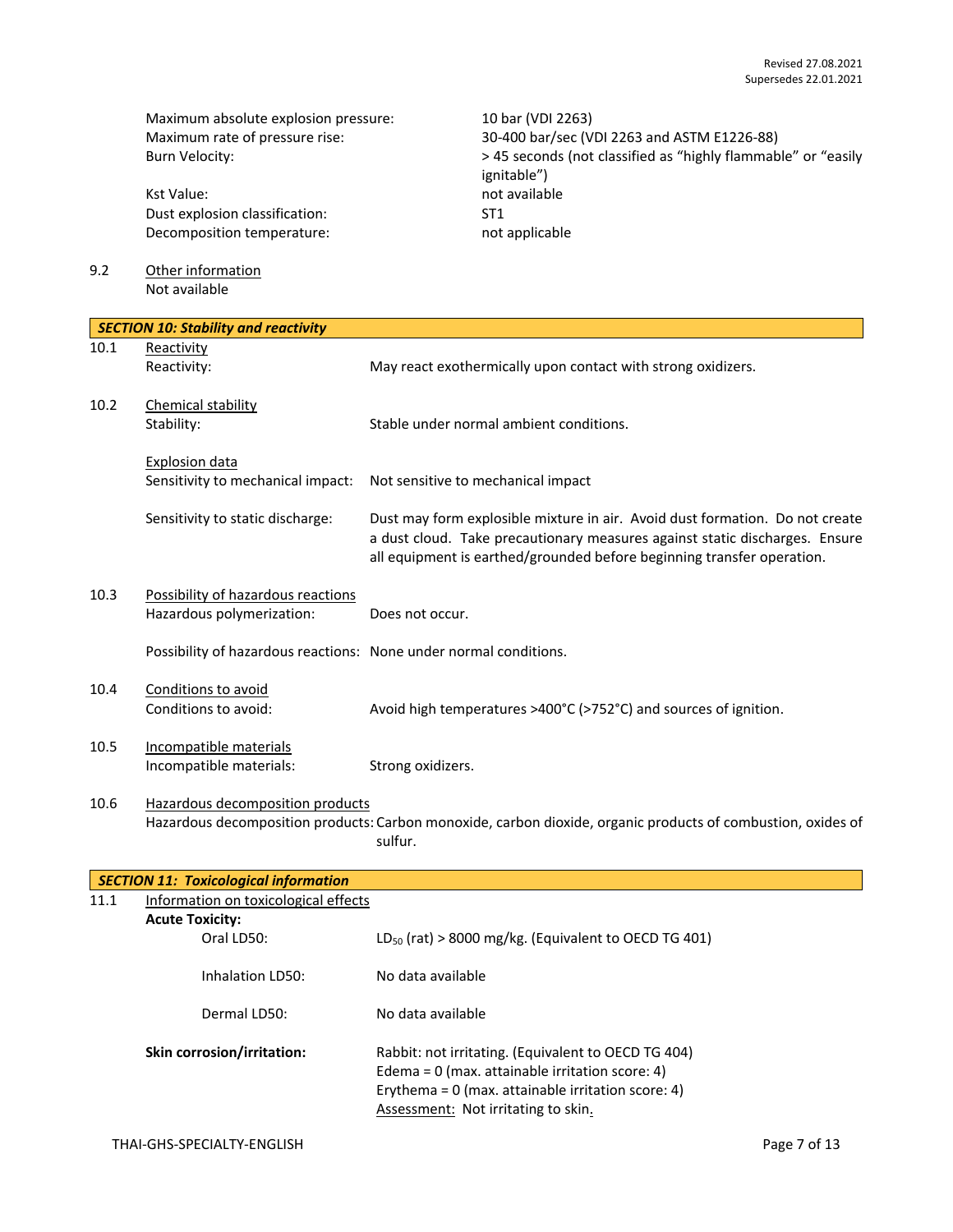| | |
|---|---|
| Maximum absolute explosion pressure: | 10 bar (VDI 2263) |
| Maximum rate of pressure rise: | 30-400 bar/sec (VDI 2263 and ASTM E1226-88) |
| Burn Velocity: | > 45 seconds (not classified as "highly flammable" or "easily ignitable") |
| Kst Value: | not available |
| Dust explosion classification: | ST1 |
| Decomposition temperature: | not applicable |

9.2 Other information

Not available

## SECTION 10: Stability and reactivity

**10.1 Reactivity**

Reactivity: May react exothermically upon contact with strong oxidizers.

**10.2 Chemical stability**

Stability: Stable under normal ambient conditions.

Explosion data

Sensitivity to mechanical impact: Not sensitive to mechanical impact

Sensitivity to static discharge: Dust may form explosible mixture in air. Avoid dust formation. Do not create a dust cloud. Take precautionary measures against static discharges. Ensure all equipment is earthed/grounded before beginning transfer operation.

**10.3 Possibility of hazardous reactions**

Hazardous polymerization: Does not occur.

Possibility of hazardous reactions: None under normal conditions.

**10.4 Conditions to avoid**

Conditions to avoid: Avoid high temperatures >400°C (>752°C) and sources of ignition.

**10.5 Incompatible materials**

Incompatible materials: Strong oxidizers.

**10.6 Hazardous decomposition products**

Hazardous decomposition products: Carbon monoxide, carbon dioxide, organic products of combustion, oxides of sulfur.

## SECTION 11: Toxicological information

**11.1 Information on toxicological effects**

**Acute Toxicity:**

Oral LD50: $LD_{50}$ (rat) > 8000 mg/kg. (Equivalent to OECD TG 401)

Inhalation LD50: No data available

Dermal LD50: No data available

**Skin corrosion/irritation:** Rabbit: not irritating. (Equivalent to OECD TG 404)
Edema = 0 (max. attainable irritation score: 4)
Erythema = 0 (max. attainable irritation score: 4)
Assessment: Not irritating to skin.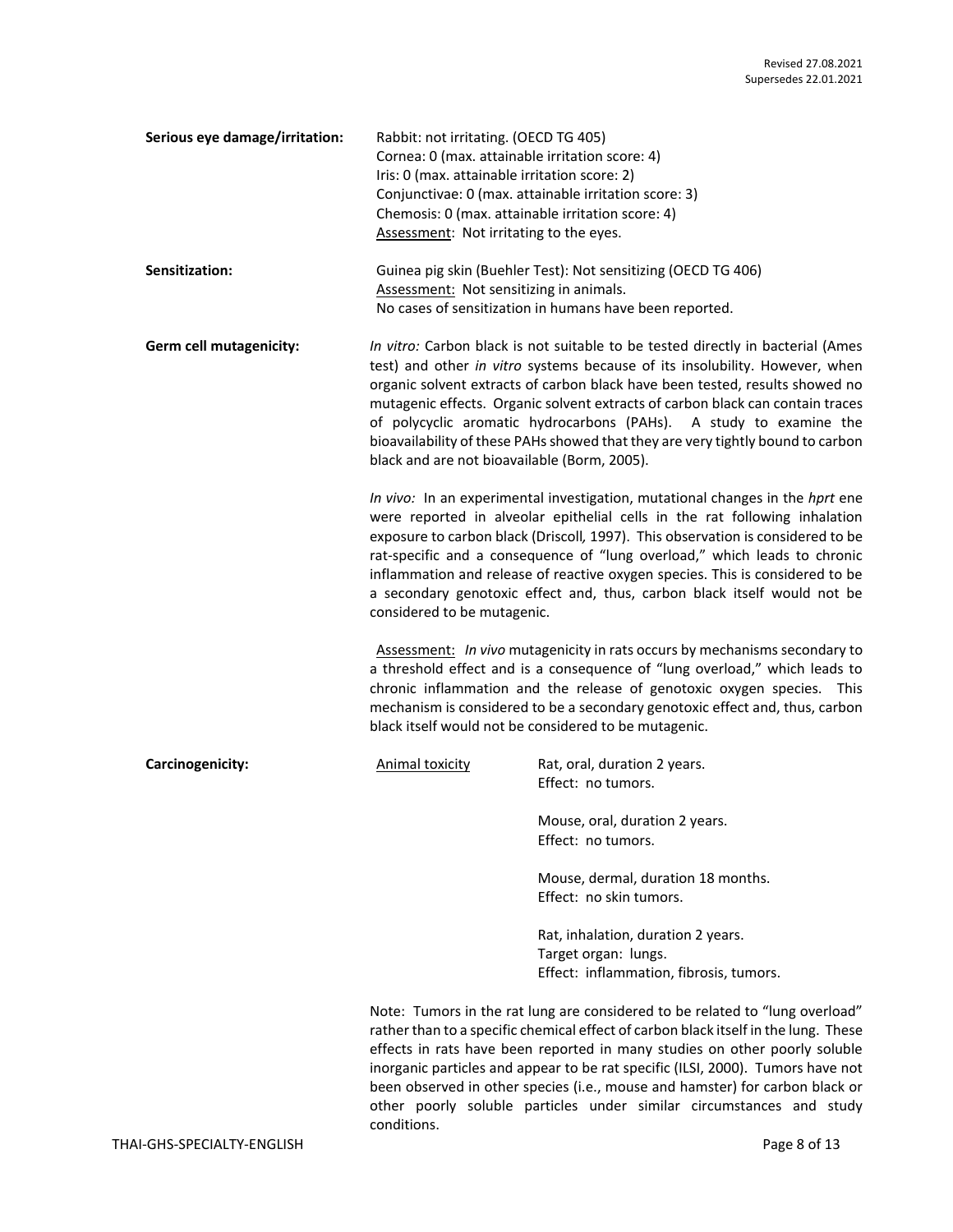**Serious eye damage/irritation:** Rabbit: not irritating. (OECD TG 405)
Cornea: 0 (max. attainable irritation score: 4)
Iris: 0 (max. attainable irritation score: 2)
Conjunctivae: 0 (max. attainable irritation score: 3)
Chemosis: 0 (max. attainable irritation score: 4)
Assessment: Not irritating to the eyes.

**Sensitization:** Guinea pig skin (Buehler Test): Not sensitizing (OECD TG 406)
Assessment: Not sensitizing in animals.
No cases of sensitization in humans have been reported.

**Germ cell mutagenicity:** *In vitro:* Carbon black is not suitable to be tested directly in bacterial (Ames test) and other *in vitro* systems because of its insolubility. However, when organic solvent extracts of carbon black have been tested, results showed no mutagenic effects. Organic solvent extracts of carbon black can contain traces of polycyclic aromatic hydrocarbons (PAHs). A study to examine the bioavailability of these PAHs showed that they are very tightly bound to carbon black and are not bioavailable (Borm, 2005).

*In vivo:* In an experimental investigation, mutational changes in the *hprt* ene were reported in alveolar epithelial cells in the rat following inhalation exposure to carbon black (Driscoll*,* 1997). This observation is considered to be rat-specific and a consequence of "lung overload," which leads to chronic inflammation and release of reactive oxygen species. This is considered to be a secondary genotoxic effect and, thus, carbon black itself would not be considered to be mutagenic.

Assessment: *In vivo* mutagenicity in rats occurs by mechanisms secondary to a threshold effect and is a consequence of "lung overload," which leads to chronic inflammation and the release of genotoxic oxygen species. This mechanism is considered to be a secondary genotoxic effect and, thus, carbon black itself would not be considered to be mutagenic.

**Carcinogenicity:** Animal toxicity

Rat, oral, duration 2 years.
Effect: no tumors.

Mouse, oral, duration 2 years.
Effect: no tumors.

Mouse, dermal, duration 18 months.
Effect: no skin tumors.

Rat, inhalation, duration 2 years.
Target organ: lungs.
Effect: inflammation, fibrosis, tumors.

Note: Tumors in the rat lung are considered to be related to "lung overload" rather than to a specific chemical effect of carbon black itself in the lung. These effects in rats have been reported in many studies on other poorly soluble inorganic particles and appear to be rat specific (ILSI, 2000). Tumors have not been observed in other species (i.e., mouse and hamster) for carbon black or other poorly soluble particles under similar circumstances and study conditions.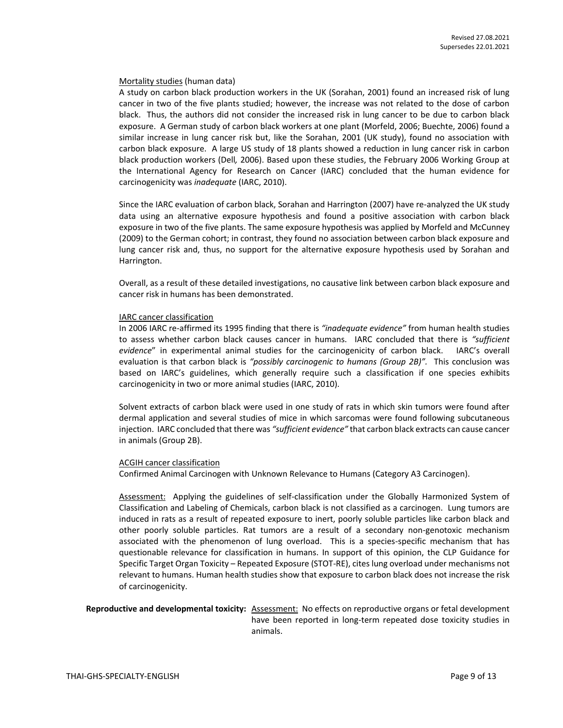Mortality studies (human data)

A study on carbon black production workers in the UK (Sorahan, 2001) found an increased risk of lung cancer in two of the five plants studied; however, the increase was not related to the dose of carbon black. Thus, the authors did not consider the increased risk in lung cancer to be due to carbon black exposure. A German study of carbon black workers at one plant (Morfeld, 2006; Buechte, 2006) found a similar increase in lung cancer risk but, like the Sorahan, 2001 (UK study), found no association with carbon black exposure. A large US study of 18 plants showed a reduction in lung cancer risk in carbon black production workers (Dell*,* 2006). Based upon these studies, the February 2006 Working Group at the International Agency for Research on Cancer (IARC) concluded that the human evidence for carcinogenicity was *inadequate* (IARC, 2010).

Since the IARC evaluation of carbon black, Sorahan and Harrington (2007) have re-analyzed the UK study data using an alternative exposure hypothesis and found a positive association with carbon black exposure in two of the five plants. The same exposure hypothesis was applied by Morfeld and McCunney (2009) to the German cohort; in contrast, they found no association between carbon black exposure and lung cancer risk and, thus, no support for the alternative exposure hypothesis used by Sorahan and Harrington.

Overall, as a result of these detailed investigations, no causative link between carbon black exposure and cancer risk in humans has been demonstrated.

IARC cancer classification

In 2006 IARC re-affirmed its 1995 finding that there is *"inadequate evidence"* from human health studies to assess whether carbon black causes cancer in humans. IARC concluded that there is *"sufficient evidence"* in experimental animal studies for the carcinogenicity of carbon black. IARC's overall evaluation is that carbon black is *"possibly carcinogenic to humans (Group 2B)"*. This conclusion was based on IARC's guidelines, which generally require such a classification if one species exhibits carcinogenicity in two or more animal studies (IARC, 2010).

Solvent extracts of carbon black were used in one study of rats in which skin tumors were found after dermal application and several studies of mice in which sarcomas were found following subcutaneous injection. IARC concluded that there was *"sufficient evidence"* that carbon black extracts can cause cancer in animals (Group 2B).

ACGIH cancer classification

Confirmed Animal Carcinogen with Unknown Relevance to Humans (Category A3 Carcinogen).

Assessment: Applying the guidelines of self-classification under the Globally Harmonized System of Classification and Labeling of Chemicals, carbon black is not classified as a carcinogen. Lung tumors are induced in rats as a result of repeated exposure to inert, poorly soluble particles like carbon black and other poorly soluble particles. Rat tumors are a result of a secondary non-genotoxic mechanism associated with the phenomenon of lung overload. This is a species-specific mechanism that has questionable relevance for classification in humans. In support of this opinion, the CLP Guidance for Specific Target Organ Toxicity – Repeated Exposure (STOT-RE), cites lung overload under mechanisms not relevant to humans. Human health studies show that exposure to carbon black does not increase the risk of carcinogenicity.

**Reproductive and developmental toxicity:** Assessment: No effects on reproductive organs or fetal development have been reported in long-term repeated dose toxicity studies in animals.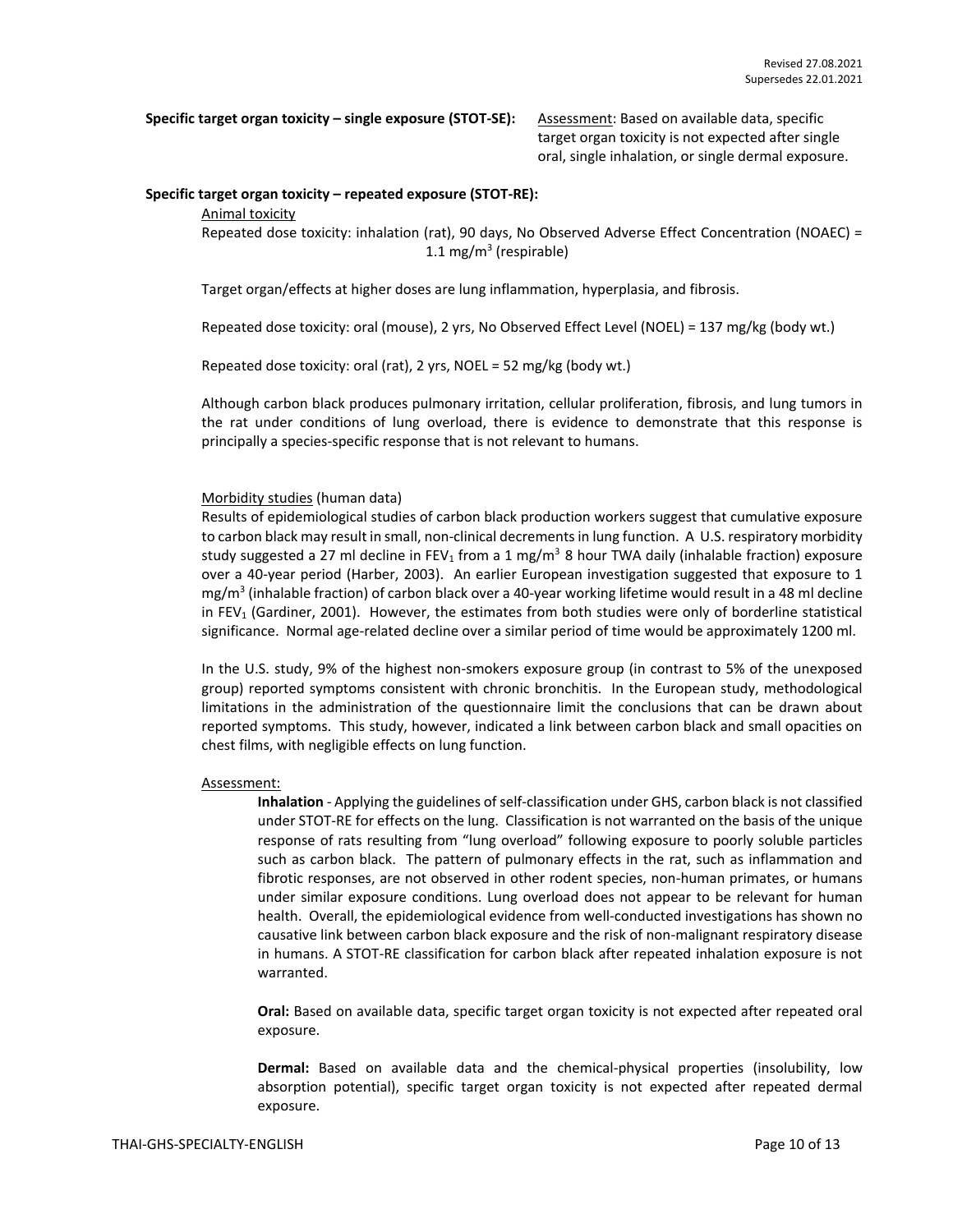**Specific target organ toxicity – single exposure (STOT-SE):** Assessment: Based on available data, specific target organ toxicity is not expected after single oral, single inhalation, or single dermal exposure.

**Specific target organ toxicity – repeated exposure (STOT-RE):**

Animal toxicity

Repeated dose toxicity: inhalation (rat), 90 days, No Observed Adverse Effect Concentration (NOAEC) = 1.1 $mg/m^3$ (respirable)

Target organ/effects at higher doses are lung inflammation, hyperplasia, and fibrosis.

Repeated dose toxicity: oral (mouse), 2 yrs, No Observed Effect Level (NOEL) = 137 mg/kg (body wt.)

Repeated dose toxicity: oral (rat), 2 yrs, NOEL = 52 mg/kg (body wt.)

Although carbon black produces pulmonary irritation, cellular proliferation, fibrosis, and lung tumors in the rat under conditions of lung overload, there is evidence to demonstrate that this response is principally a species-specific response that is not relevant to humans.

Morbidity studies (human data)

Results of epidemiological studies of carbon black production workers suggest that cumulative exposure to carbon black may result in small, non-clinical decrements in lung function. A U.S. respiratory morbidity study suggested a 27 ml decline in $FEV_1$ from a 1 $mg/m^3$ 8 hour TWA daily (inhalable fraction) exposure over a 40-year period (Harber, 2003). An earlier European investigation suggested that exposure to 1 $mg/m^3$ (inhalable fraction) of carbon black over a 40-year working lifetime would result in a 48 ml decline in $FEV_1$ (Gardiner, 2001). However, the estimates from both studies were only of borderline statistical significance. Normal age-related decline over a similar period of time would be approximately 1200 ml.

In the U.S. study, 9% of the highest non-smokers exposure group (in contrast to 5% of the unexposed group) reported symptoms consistent with chronic bronchitis. In the European study, methodological limitations in the administration of the questionnaire limit the conclusions that can be drawn about reported symptoms. This study, however, indicated a link between carbon black and small opacities on chest films, with negligible effects on lung function.

Assessment:

**Inhalation** - Applying the guidelines of self-classification under GHS, carbon black is not classified under STOT-RE for effects on the lung. Classification is not warranted on the basis of the unique response of rats resulting from "lung overload" following exposure to poorly soluble particles such as carbon black. The pattern of pulmonary effects in the rat, such as inflammation and fibrotic responses, are not observed in other rodent species, non-human primates, or humans under similar exposure conditions. Lung overload does not appear to be relevant for human health. Overall, the epidemiological evidence from well-conducted investigations has shown no causative link between carbon black exposure and the risk of non-malignant respiratory disease in humans. A STOT-RE classification for carbon black after repeated inhalation exposure is not warranted.

**Oral:** Based on available data, specific target organ toxicity is not expected after repeated oral exposure.

**Dermal:** Based on available data and the chemical-physical properties (insolubility, low absorption potential), specific target organ toxicity is not expected after repeated dermal exposure.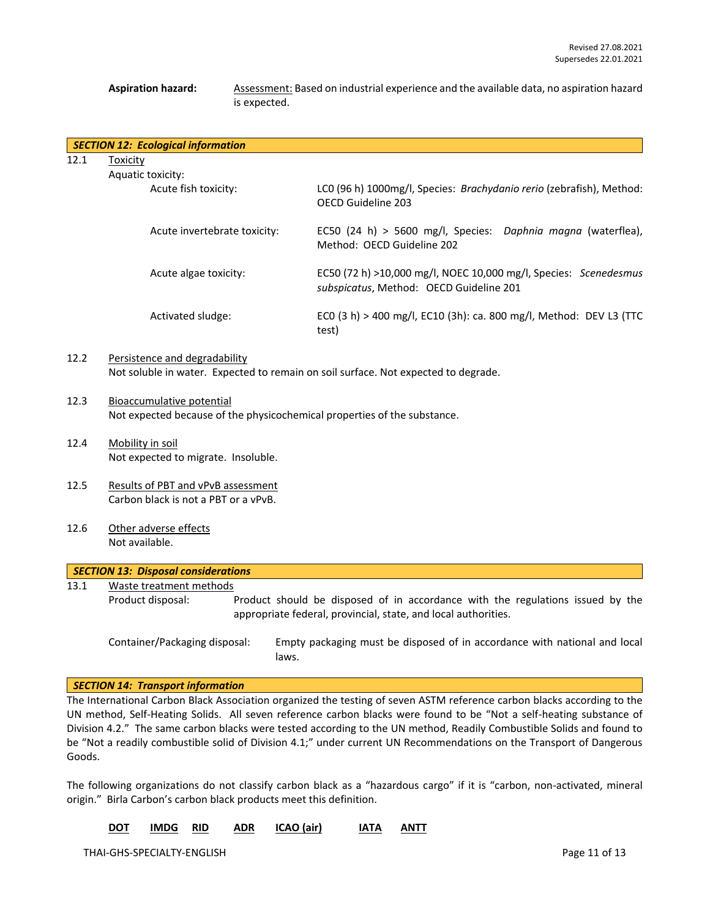**Aspiration hazard:** Assessment: Based on industrial experience and the available data, no aspiration hazard is expected.

## SECTION 12: Ecological information

12.1 Toxicity

Aquatic toxicity:

| | |
|---|---|
| Acute fish toxicity: | LC0 (96 h) 1000mg/l, Species: *Brachydanio rerio* (zebrafish), Method: OECD Guideline 203 |
| Acute invertebrate toxicity: | EC50 (24 h) > 5600 mg/l, Species: *Daphnia magna* (waterflea), Method: OECD Guideline 202 |
| Acute algae toxicity: | EC50 (72 h) >10,000 mg/l, NOEC 10,000 mg/l, Species: *Scenedesmus subspicatus*, Method: OECD Guideline 201 |
| Activated sludge: | EC0 (3 h) > 400 mg/l, EC10 (3h): ca. 800 mg/l, Method: DEV L3 (TTC test) |

12.2 Persistence and degradability

Not soluble in water. Expected to remain on soil surface. Not expected to degrade.

12.3 Bioaccumulative potential

Not expected because of the physicochemical properties of the substance.

12.4 Mobility in soil

Not expected to migrate. Insoluble.

12.5 Results of PBT and vPvB assessment

Carbon black is not a PBT or a vPvB.

12.6 Other adverse effects

Not available.

## SECTION 13: Disposal considerations

13.1 Waste treatment methods

Product disposal: Product should be disposed of in accordance with the regulations issued by the appropriate federal, provincial, state, and local authorities.

Container/Packaging disposal: Empty packaging must be disposed of in accordance with national and local laws.

## SECTION 14: Transport information

The International Carbon Black Association organized the testing of seven ASTM reference carbon blacks according to the UN method, Self-Heating Solids. All seven reference carbon blacks were found to be "Not a self-heating substance of Division 4.2." The same carbon blacks were tested according to the UN method, Readily Combustible Solids and found to be "Not a readily combustible solid of Division 4.1;" under current UN Recommendations on the Transport of Dangerous Goods.

The following organizations do not classify carbon black as a "hazardous cargo" if it is "carbon, non-activated, mineral origin." Birla Carbon's carbon black products meet this definition.

**DOT** **IMDG** **RID** **ADR** **ICAO (air)** **IATA** **ANTT**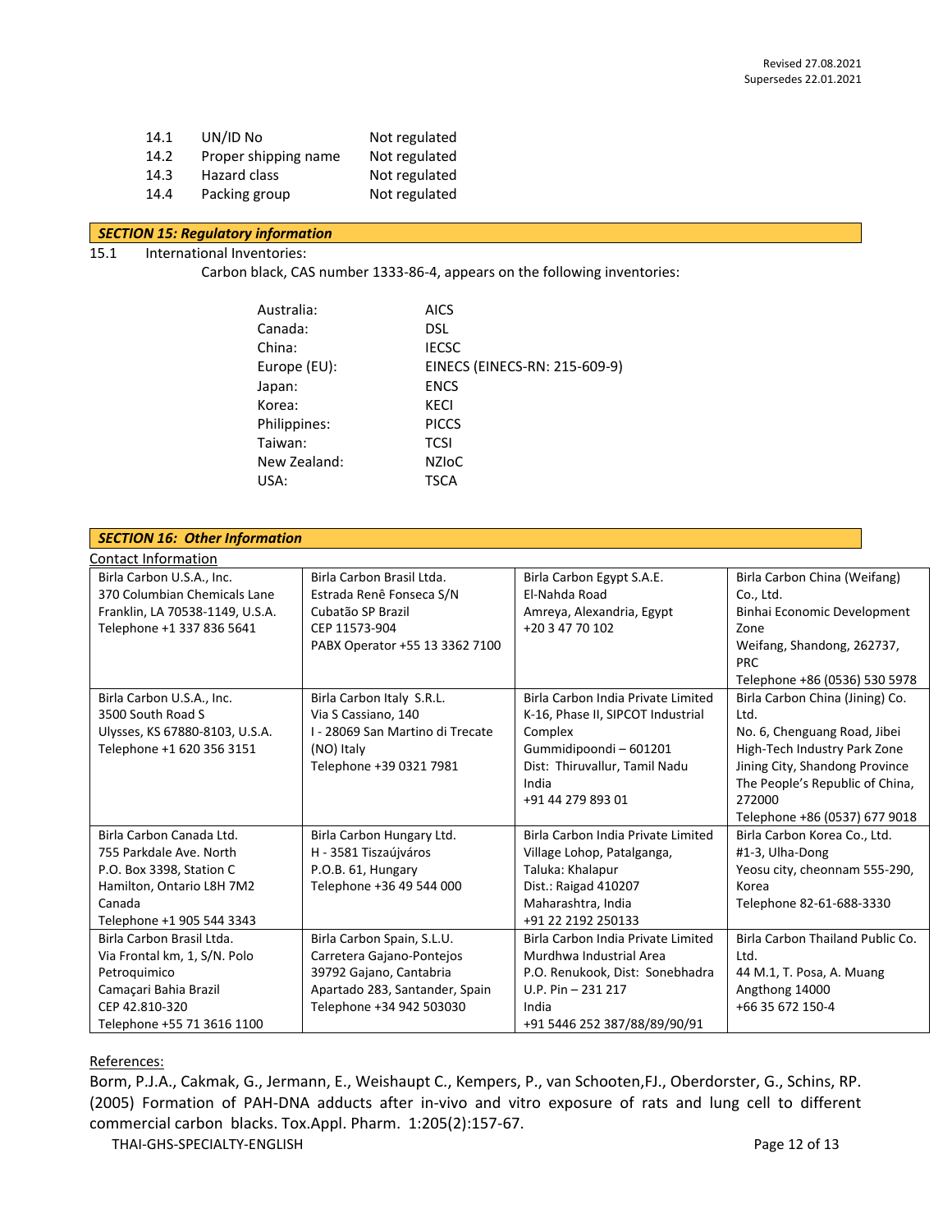| | | |
|---|---|---|
| 14.1 | UN/ID No | Not regulated |
| 14.2 | Proper shipping name | Not regulated |
| 14.3 | Hazard class | Not regulated |
| 14.4 | Packing group | Not regulated |

## *SECTION 15: Regulatory information*

15.1 International Inventories:

Carbon black, CAS number 1333-86-4, appears on the following inventories:

| | |
|---|---|
| Australia: | AICS |
| Canada: | DSL |
| China: | IECSC |
| Europe (EU): | EINECS (EINECS-RN: 215-609-9) |
| Japan: | ENCS |
| Korea: | KECI |
| Philippines: | PICCS |
| Taiwan: | TCSI |
| New Zealand: | NZIoC |
| USA: | TSCA |

## *SECTION 16: Other Information*

Contact Information

| | | | |
|---|---|---|---|
| Birla Carbon U.S.A., Inc.<br>370 Columbian Chemicals Lane<br>Franklin, LA 70538-1149, U.S.A.<br>Telephone +1 337 836 5641 | Birla Carbon Brasil Ltda.<br>Estrada Renê Fonseca S/N<br>Cubatão SP Brazil<br>CEP 11573-904<br>PABX Operator +55 13 3362 7100 | Birla Carbon Egypt S.A.E.<br>El-Nahda Road<br>Amreya, Alexandria, Egypt<br>+20 3 47 70 102 | Birla Carbon China (Weifang) Co., Ltd.<br>Binhai Economic Development Zone<br>Weifang, Shandong, 262737, PRC<br>Telephone +86 (0536) 530 5978 |
| Birla Carbon U.S.A., Inc.<br>3500 South Road S<br>Ulysses, KS 67880-8103, U.S.A.<br>Telephone +1 620 356 3151 | Birla Carbon Italy S.R.L.<br>Via S Cassiano, 140<br>I - 28069 San Martino di Trecate (NO) Italy<br>Telephone +39 0321 7981 | Birla Carbon India Private Limited<br>K-16, Phase II, SIPCOT Industrial Complex<br>Gummidipoondi – 601201<br>Dist: Thiruvallur, Tamil Nadu<br>India<br>+91 44 279 893 01 | Birla Carbon China (Jining) Co. Ltd.<br>No. 6, Chenguang Road, Jibei High-Tech Industry Park Zone<br>Jining City, Shandong Province<br>The People's Republic of China, 272000<br>Telephone +86 (0537) 677 9018 |
| Birla Carbon Canada Ltd.<br>755 Parkdale Ave. North<br>P.O. Box 3398, Station C<br>Hamilton, Ontario L8H 7M2<br>Canada<br>Telephone +1 905 544 3343 | Birla Carbon Hungary Ltd.<br>H - 3581 Tiszaújváros<br>P.O.B. 61, Hungary<br>Telephone +36 49 544 000 | Birla Carbon India Private Limited<br>Village Lohop, Patalganga,<br>Taluka: Khalapur<br>Dist.: Raigad 410207<br>Maharashtra, India<br>+91 22 2192 250133 | Birla Carbon Korea Co., Ltd.<br>#1-3, Ulha-Dong<br>Yeosu city, cheonnam 555-290, Korea<br>Telephone 82-61-688-3330 |
| Birla Carbon Brasil Ltda.<br>Via Frontal km, 1, S/N. Polo Petroquimico<br>Camaçari Bahia Brazil<br>CEP 42.810-320<br>Telephone +55 71 3616 1100 | Birla Carbon Spain, S.L.U.<br>Carretera Gajano-Pontejos<br>39792 Gajano, Cantabria<br>Apartado 283, Santander, Spain<br>Telephone +34 942 503030 | Birla Carbon India Private Limited<br>Murdhwa Industrial Area<br>P.O. Renukook, Dist: Sonebhadra<br>U.P. Pin – 231 217<br>India<br>+91 5446 252 387/88/89/90/91 | Birla Carbon Thailand Public Co. Ltd.<br>44 M.1, T. Posa, A. Muang<br>Angthong 14000<br>+66 35 672 150-4 |

References:

Borm, P.J.A., Cakmak, G., Jermann, E., Weishaupt C., Kempers, P., van Schooten,FJ., Oberdorster, G., Schins, RP. (2005) Formation of PAH-DNA adducts after in-vivo and vitro exposure of rats and lung cell to different commercial carbon blacks. Tox.Appl. Pharm. 1:205(2):157-67.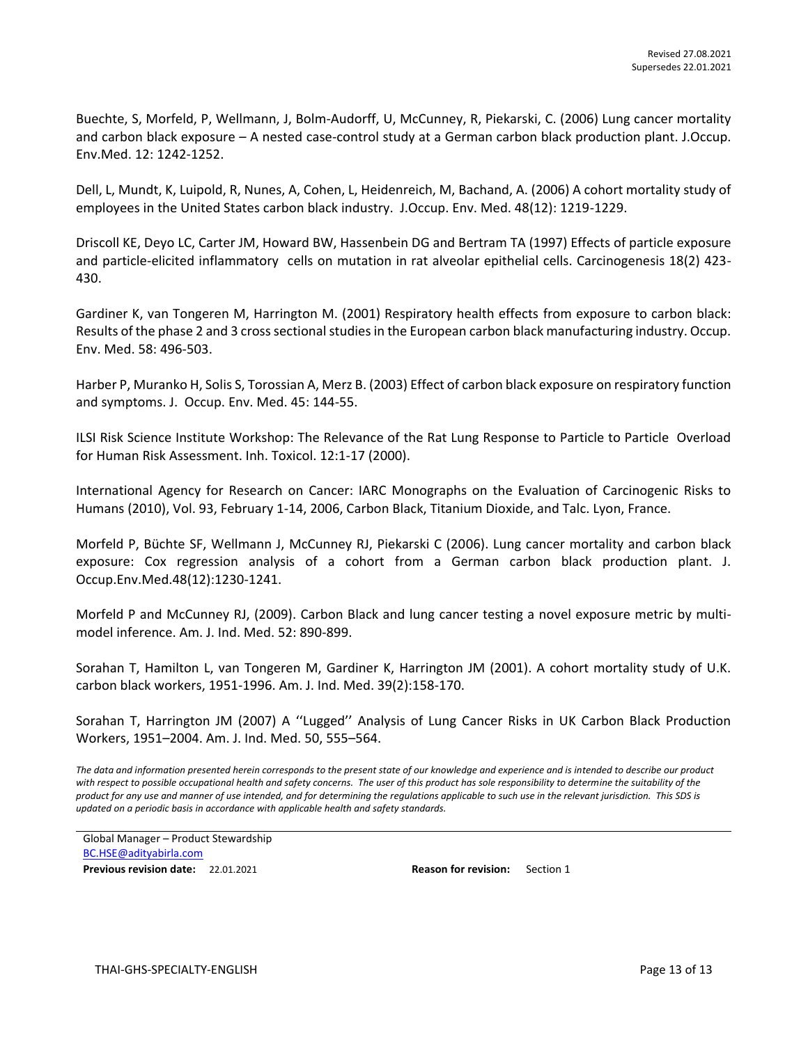Buechte, S, Morfeld, P, Wellmann, J, Bolm-Audorff, U, McCunney, R, Piekarski, C. (2006) Lung cancer mortality and carbon black exposure – A nested case-control study at a German carbon black production plant. J.Occup. Env.Med. 12: 1242-1252.

Dell, L, Mundt, K, Luipold, R, Nunes, A, Cohen, L, Heidenreich, M, Bachand, A. (2006) A cohort mortality study of employees in the United States carbon black industry. J.Occup. Env. Med. 48(12): 1219-1229.

Driscoll KE, Deyo LC, Carter JM, Howard BW, Hassenbein DG and Bertram TA (1997) Effects of particle exposure and particle-elicited inflammatory cells on mutation in rat alveolar epithelial cells. Carcinogenesis 18(2) 423-430.

Gardiner K, van Tongeren M, Harrington M. (2001) Respiratory health effects from exposure to carbon black: Results of the phase 2 and 3 cross sectional studies in the European carbon black manufacturing industry. Occup. Env. Med. 58: 496-503.

Harber P, Muranko H, Solis S, Torossian A, Merz B. (2003) Effect of carbon black exposure on respiratory function and symptoms. J. Occup. Env. Med. 45: 144-55.

ILSI Risk Science Institute Workshop: The Relevance of the Rat Lung Response to Particle to Particle Overload for Human Risk Assessment. Inh. Toxicol. 12:1-17 (2000).

International Agency for Research on Cancer: IARC Monographs on the Evaluation of Carcinogenic Risks to Humans (2010), Vol. 93, February 1-14, 2006, Carbon Black, Titanium Dioxide, and Talc. Lyon, France.

Morfeld P, Büchte SF, Wellmann J, McCunney RJ, Piekarski C (2006). Lung cancer mortality and carbon black exposure: Cox regression analysis of a cohort from a German carbon black production plant. J. Occup.Env.Med.48(12):1230-1241.

Morfeld P and McCunney RJ, (2009). Carbon Black and lung cancer testing a novel exposure metric by multi-model inference. Am. J. Ind. Med. 52: 890-899.

Sorahan T, Hamilton L, van Tongeren M, Gardiner K, Harrington JM (2001). A cohort mortality study of U.K. carbon black workers, 1951-1996. Am. J. Ind. Med. 39(2):158-170.

Sorahan T, Harrington JM (2007) A ''Lugged'' Analysis of Lung Cancer Risks in UK Carbon Black Production Workers, 1951–2004. Am. J. Ind. Med. 50, 555–564.

*The data and information presented herein corresponds to the present state of our knowledge and experience and is intended to describe our product with respect to possible occupational health and safety concerns. The user of this product has sole responsibility to determine the suitability of the product for any use and manner of use intended, and for determining the regulations applicable to such use in the relevant jurisdiction. This SDS is updated on a periodic basis in accordance with applicable health and safety standards.*

Global Manager – Product Stewardship
BC.HSE@adityabirla.com

**Previous revision date:** 22.01.2021 **Reason for revision:** Section 1